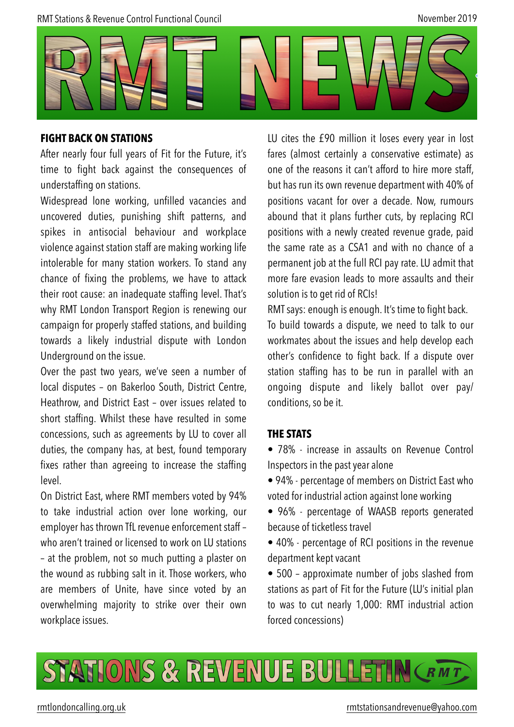RMT Stations & Revenue Control Functional Council

November 2019

# RMT NEWS

## FIGHT BACK ON STATIONS

After nearly four full years of Fit for the Future, it's time to fight back against the consequences of understaffing on stations.

Widespread lone working, unfilled vacancies and uncovered duties, punishing shift patterns, and spikes in antisocial behaviour and workplace violence against station staff are making working life intolerable for many station workers. To stand any chance of fixing the problems, we have to attack their root cause: an inadequate staffing level. That's why RMT London Transport Region is renewing our campaign for properly staffed stations, and building towards a likely industrial dispute with London Underground on the issue.

Over the past two years, we've seen a number of local disputes – on Bakerloo South, District Centre, Heathrow, and District East – over issues related to short staffing. Whilst these have resulted in some concessions, such as agreements by LU to cover all duties, the company has, at best, found temporary fixes rather than agreeing to increase the staffing level.

On District East, where RMT members voted by 94% to take industrial action over lone working, our employer has thrown TfL revenue enforcement staff – who aren't trained or licensed to work on LU stations – at the problem, not so much putting a plaster on the wound as rubbing salt in it. Those workers, who are members of Unite, have since voted by an overwhelming majority to strike over their own workplace issues.

LU cites the £90 million it loses every year in lost fares (almost certainly a conservative estimate) as one of the reasons it can't afford to hire more staff, but has run its own revenue department with 40% of positions vacant for over a decade. Now, rumours abound that it plans further cuts, by replacing RCI positions with a newly created revenue grade, paid the same rate as a CSA1 and with no chance of a permanent job at the full RCI pay rate. LU admit that more fare evasion leads to more assaults and their solution is to get rid of RCIs!

RMT says: enough is enough. It's time to fight back.

To build towards a dispute, we need to talk to our workmates about the issues and help develop each other's confidence to fight back. If a dispute over station staffing has to be run in parallel with an ongoing dispute and likely ballot over pay/conditions, so be it.

## THE STATS

- 78% - increase in assaults on Revenue Control Inspectors in the past year alone
- 94% - percentage of members on District East who voted for industrial action against lone working
- 96% - percentage of WAASB reports generated because of ticketless travel
- 40% - percentage of RCI positions in the revenue department kept vacant
- 500 – approximate number of jobs slashed from stations as part of Fit for the Future (LU's initial plan to was to cut nearly 1,000: RMT industrial action forced concessions)

# STATIONS & REVENUE BULLETIN

rmtlondoncalling.org.uk

rmtstationsandrevenue@yahoo.com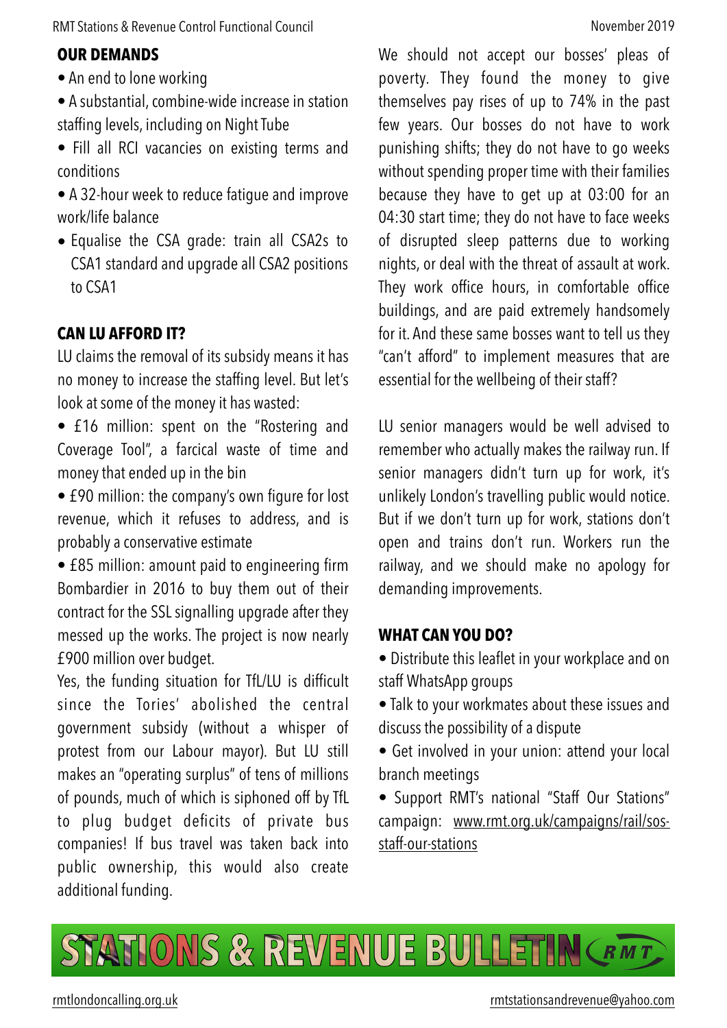## OUR DEMANDS

- An end to lone working
- A substantial, combine-wide increase in station staffing levels, including on Night Tube
- Fill all RCI vacancies on existing terms and conditions
- A 32-hour week to reduce fatigue and improve work/life balance
- Equalise the CSA grade: train all CSA2s to CSA1 standard and upgrade all CSA2 positions to CSA1

## CAN LU AFFORD IT?

LU claims the removal of its subsidy means it has no money to increase the staffing level. But let's look at some of the money it has wasted:

- £16 million: spent on the "Rostering and Coverage Tool", a farcical waste of time and money that ended up in the bin
- £90 million: the company's own figure for lost revenue, which it refuses to address, and is probably a conservative estimate
- £85 million: amount paid to engineering firm Bombardier in 2016 to buy them out of their contract for the SSL signalling upgrade after they messed up the works. The project is now nearly £900 million over budget.

Yes, the funding situation for TfL/LU is difficult since the Tories' abolished the central government subsidy (without a whisper of protest from our Labour mayor). But LU still makes an "operating surplus" of tens of millions of pounds, much of which is siphoned off by TfL to plug budget deficits of private bus companies! If bus travel was taken back into public ownership, this would also create additional funding.

We should not accept our bosses' pleas of poverty. They found the money to give themselves pay rises of up to 74% in the past few years. Our bosses do not have to work punishing shifts; they do not have to go weeks without spending proper time with their families because they have to get up at 03:00 for an 04:30 start time; they do not have to face weeks of disrupted sleep patterns due to working nights, or deal with the threat of assault at work. They work office hours, in comfortable office buildings, and are paid extremely handsomely for it. And these same bosses want to tell us they "can't afford" to implement measures that are essential for the wellbeing of their staff?

LU senior managers would be well advised to remember who actually makes the railway run. If senior managers didn't turn up for work, it's unlikely London's travelling public would notice. But if we don't turn up for work, stations don't open and trains don't run. Workers run the railway, and we should make no apology for demanding improvements.

## WHAT CAN YOU DO?

- Distribute this leaflet in your workplace and on staff WhatsApp groups
- Talk to your workmates about these issues and discuss the possibility of a dispute
- Get involved in your union: attend your local branch meetings
- Support RMT's national "Staff Our Stations" campaign: www.rmt.org.uk/campaigns/rail/sos-staff-our-stations

# STATIONS & REVENUE BULLETIN

rmtlondoncalling.org.uk

rmtstationsandrevenue@yahoo.com